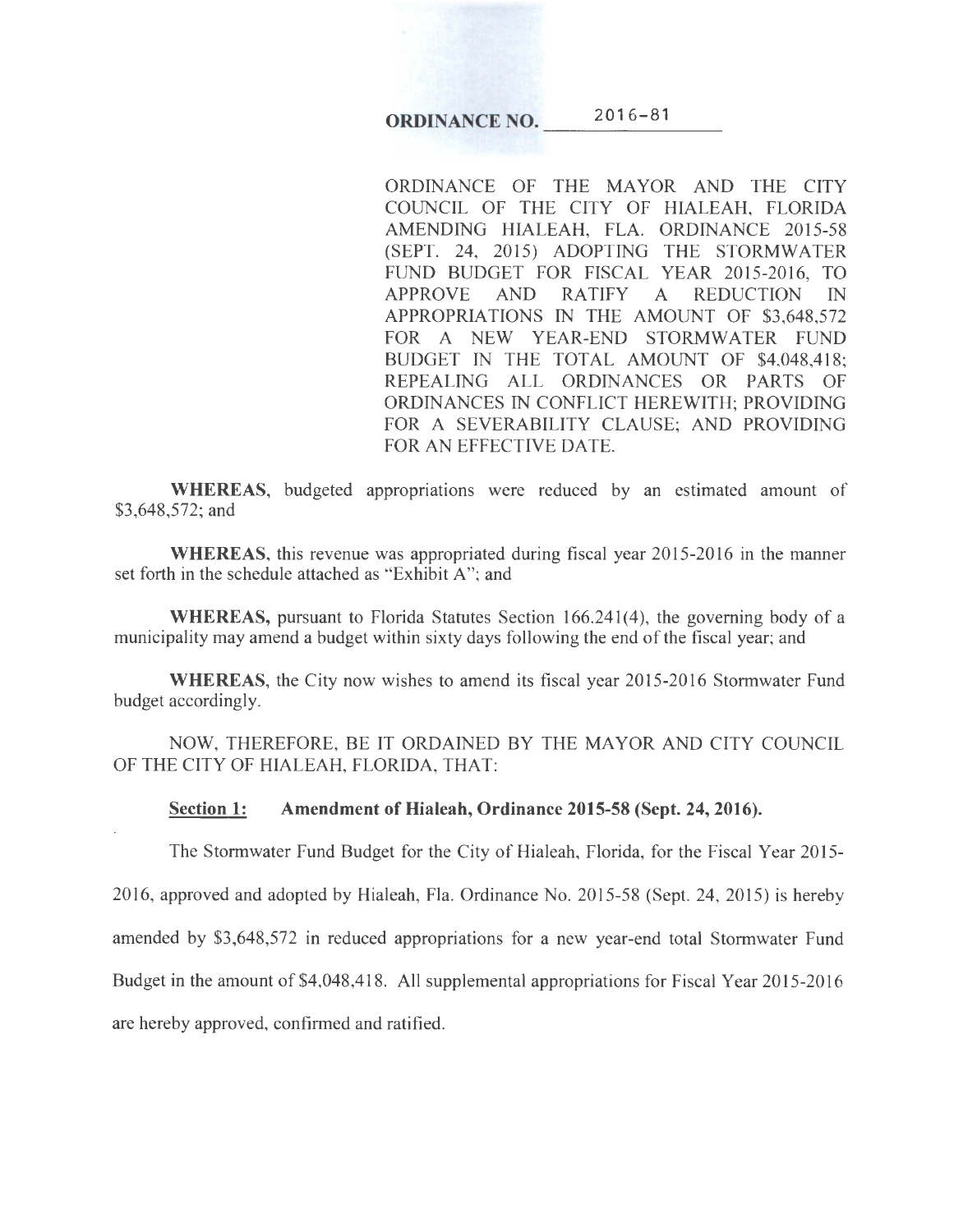# ORDINANCE NO. 2016-81

ORDINANCE OF THE MAYOR AND THE CITY COUNCIL OF THE CITY OF HIALEAH, FLORIDA AMENDING HIALEAH, FLA. ORDINANCE 2015-58 (SEPT. 24, 2015) ADOPTING THE STORMWATER FUND BUDGET FOR FISCAL YEAR 2015-2016, TO APPROVE AND RATIFY A REDUCTION IN APPROPRIATIONS IN THE AMOUNT OF $3,648,572 FOR A NEW YEAR-END STORMWATER FUND BUDGET IN THE TOTAL AMOUNT OF $4,048,418; REPEALING ALL ORDINANCES OR PARTS OF ORDINANCES IN CONFLICT HEREWITH; PROVIDING FOR A SEVERABILITY CLAUSE; AND PROVIDING FOR AN EFFECTIVE DATE.

**WHEREAS**, budgeted appropriations were reduced by an estimated amount of $3,648,572; and

**WHEREAS**, this revenue was appropriated during fiscal year 2015-2016 in the manner set forth in the schedule attached as "Exhibit A"; and

**WHEREAS,** pursuant to Florida Statutes Section 166.241(4), the governing body of a municipality may amend a budget within sixty days following the end of the fiscal year; and

**WHEREAS**, the City now wishes to amend its fiscal year 2015-2016 Stormwater Fund budget accordingly.

NOW, THEREFORE, BE IT ORDAINED BY THE MAYOR AND CITY COUNCIL OF THE CITY OF HIALEAH, FLORIDA, THAT:

**Section 1: Amendment of Hialeah, Ordinance 2015-58 (Sept. 24, 2016).**

The Stormwater Fund Budget for the City of Hialeah, Florida, for the Fiscal Year 2015-2016, approved and adopted by Hialeah, Fla. Ordinance No. 2015-58 (Sept. 24, 2015) is hereby amended by $3,648,572 in reduced appropriations for a new year-end total Stormwater Fund Budget in the amount of $4,048,418. All supplemental appropriations for Fiscal Year 2015-2016 are hereby approved, confirmed and ratified.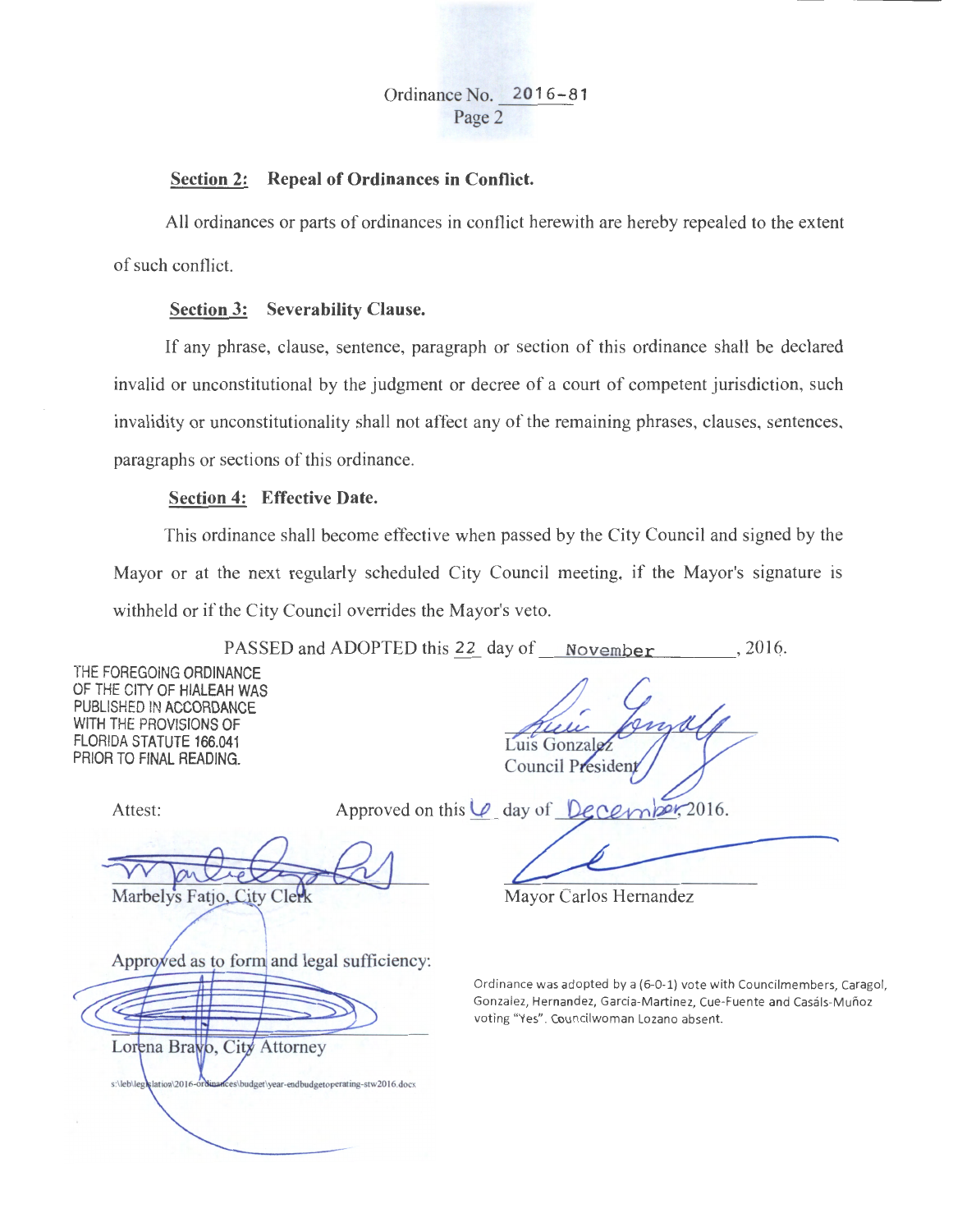Ordinance No. 2016-81

**Section 2: Repeal of Ordinances in Conflict.**

All ordinances or parts of ordinances in conflict herewith are hereby repealed to the extent of such conflict.

**Section 3: Severability Clause.**

If any phrase, clause, sentence, paragraph or section of this ordinance shall be declared invalid or unconstitutional by the judgment or decree of a court of competent jurisdiction, such invalidity or unconstitutionality shall not affect any of the remaining phrases, clauses, sentences, paragraphs or sections of this ordinance.

**Section 4: Effective Date.**

This ordinance shall become effective when passed by the City Council and signed by the Mayor or at the next regularly scheduled City Council meeting, if the Mayor's signature is withheld or if the City Council overrides the Mayor's veto.

PASSED and ADOPTED this 22 day of November, 2016.

THE FOREGOING ORDINANCE OF THE CITY OF HIALEAH WAS PUBLISHED IN ACCORDANCE WITH THE PROVISIONS OF FLORIDA STATUTE 166.041 PRIOR TO FINAL READING.

Luis Gonzalez
Council President

Attest:

Approved on this 6 day of December, 2016.

Marbelys Fatjo, City Clerk

Mayor Carlos Hernandez

Approved as to form and legal sufficiency:

Lorena Bravo, City Attorney

s:\leb\legislation\2016-ordinances\budget\year-endbudgetoperating-stw2016.docx

Ordinance was adopted by a (6-0-1) vote with Councilmembers, Caragol, Gonzalez, Hernandez, Garcia-Martinez, Cue-Fuente and Casáls-Muñoz voting "Yes". Councilwoman Lozano absent.